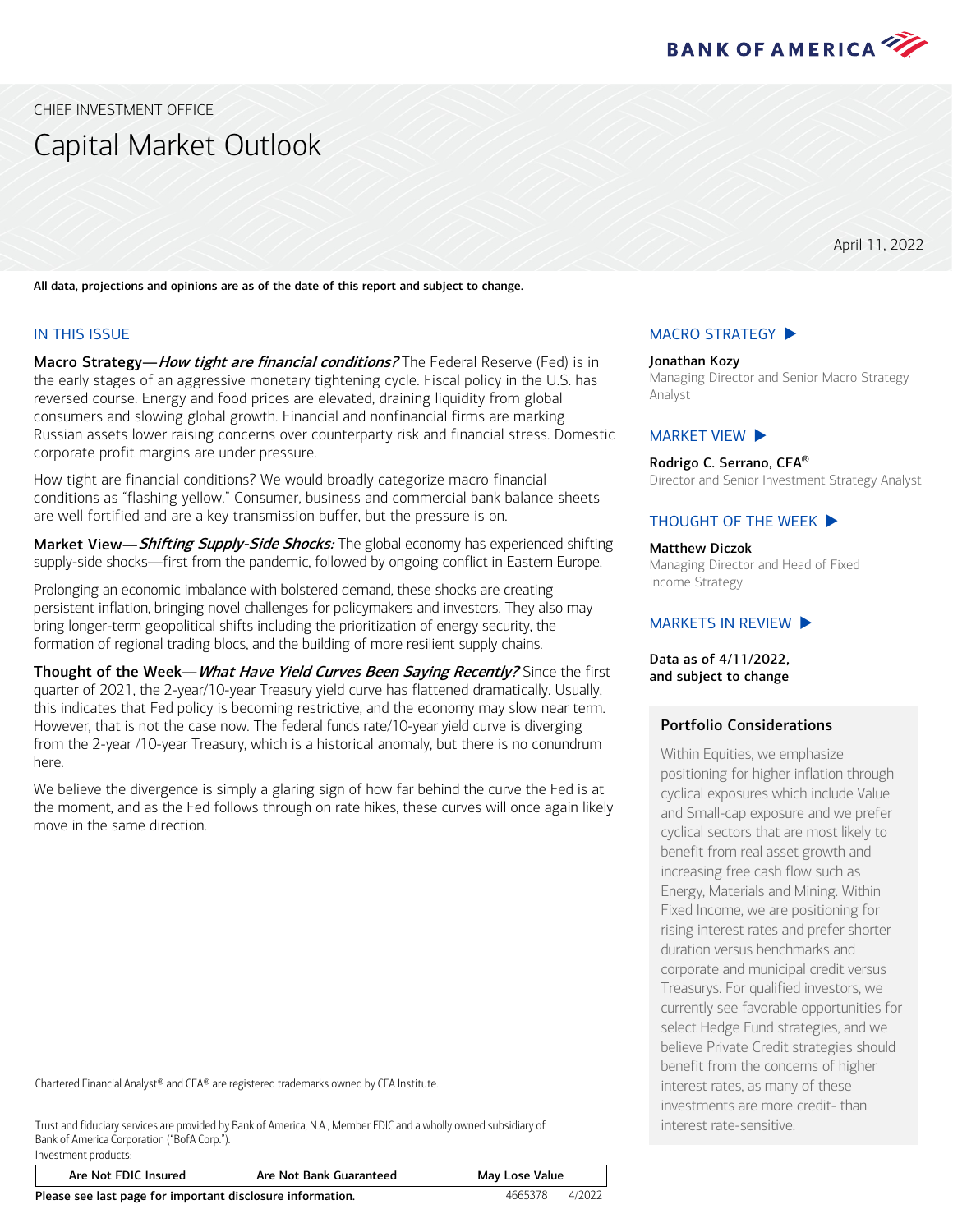BANK OF AMERICA

CHIEF INVESTMENT OFFICE

# Capital Market Outlook

April 11, 2022

**All data, projections and opinions are as of the date of this report and subject to change.**

## IN THIS ISSUE

**Macro Strategy—*How tight are financial conditions?*** The Federal Reserve (Fed) is in the early stages of an aggressive monetary tightening cycle. Fiscal policy in the U.S. has reversed course. Energy and food prices are elevated, draining liquidity from global consumers and slowing global growth. Financial and nonfinancial firms are marking Russian assets lower raising concerns over counterparty risk and financial stress. Domestic corporate profit margins are under pressure.

How tight are financial conditions? We would broadly categorize macro financial conditions as "flashing yellow." Consumer, business and commercial bank balance sheets are well fortified and are a key transmission buffer, but the pressure is on.

**Market View—*Shifting Supply-Side Shocks:*** The global economy has experienced shifting supply-side shocks—first from the pandemic, followed by ongoing conflict in Eastern Europe.

Prolonging an economic imbalance with bolstered demand, these shocks are creating persistent inflation, bringing novel challenges for policymakers and investors. They also may bring longer-term geopolitical shifts including the prioritization of energy security, the formation of regional trading blocs, and the building of more resilient supply chains.

**Thought of the Week—*What Have Yield Curves Been Saying Recently?*** Since the first quarter of 2021, the 2-year/10-year Treasury yield curve has flattened dramatically. Usually, this indicates that Fed policy is becoming restrictive, and the economy may slow near term. However, that is not the case now. The federal funds rate/10-year yield curve is diverging from the 2-year /10-year Treasury, which is a historical anomaly, but there is no conundrum here.

We believe the divergence is simply a glaring sign of how far behind the curve the Fed is at the moment, and as the Fed follows through on rate hikes, these curves will once again likely move in the same direction.

## MACRO STRATEGY ▶

**Jonathan Kozy**
Managing Director and Senior Macro Strategy Analyst

## MARKET VIEW ▶

**Rodrigo C. Serrano, CFA®**
Director and Senior Investment Strategy Analyst

## THOUGHT OF THE WEEK ▶

**Matthew Diczok**
Managing Director and Head of Fixed Income Strategy

## MARKETS IN REVIEW ▶

**Data as of 4/11/2022, and subject to change**

### Portfolio Considerations

Within Equities, we emphasize positioning for higher inflation through cyclical exposures which include Value and Small-cap exposure and we prefer cyclical sectors that are most likely to benefit from real asset growth and increasing free cash flow such as Energy, Materials and Mining. Within Fixed Income, we are positioning for rising interest rates and prefer shorter duration versus benchmarks and corporate and municipal credit versus Treasurys. For qualified investors, we currently see favorable opportunities for select Hedge Fund strategies, and we believe Private Credit strategies should benefit from the concerns of higher interest rates, as many of these investments are more credit- than interest rate-sensitive.

Chartered Financial Analyst® and CFA® are registered trademarks owned by CFA Institute.

Trust and fiduciary services are provided by Bank of America, N.A., Member FDIC and a wholly owned subsidiary of Bank of America Corporation ("BofA Corp.").

Investment products:

| Are Not FDIC Insured | Are Not Bank Guaranteed | May Lose Value |
|---|---|---|

**Please see last page for important disclosure information.** 4665378 4/2022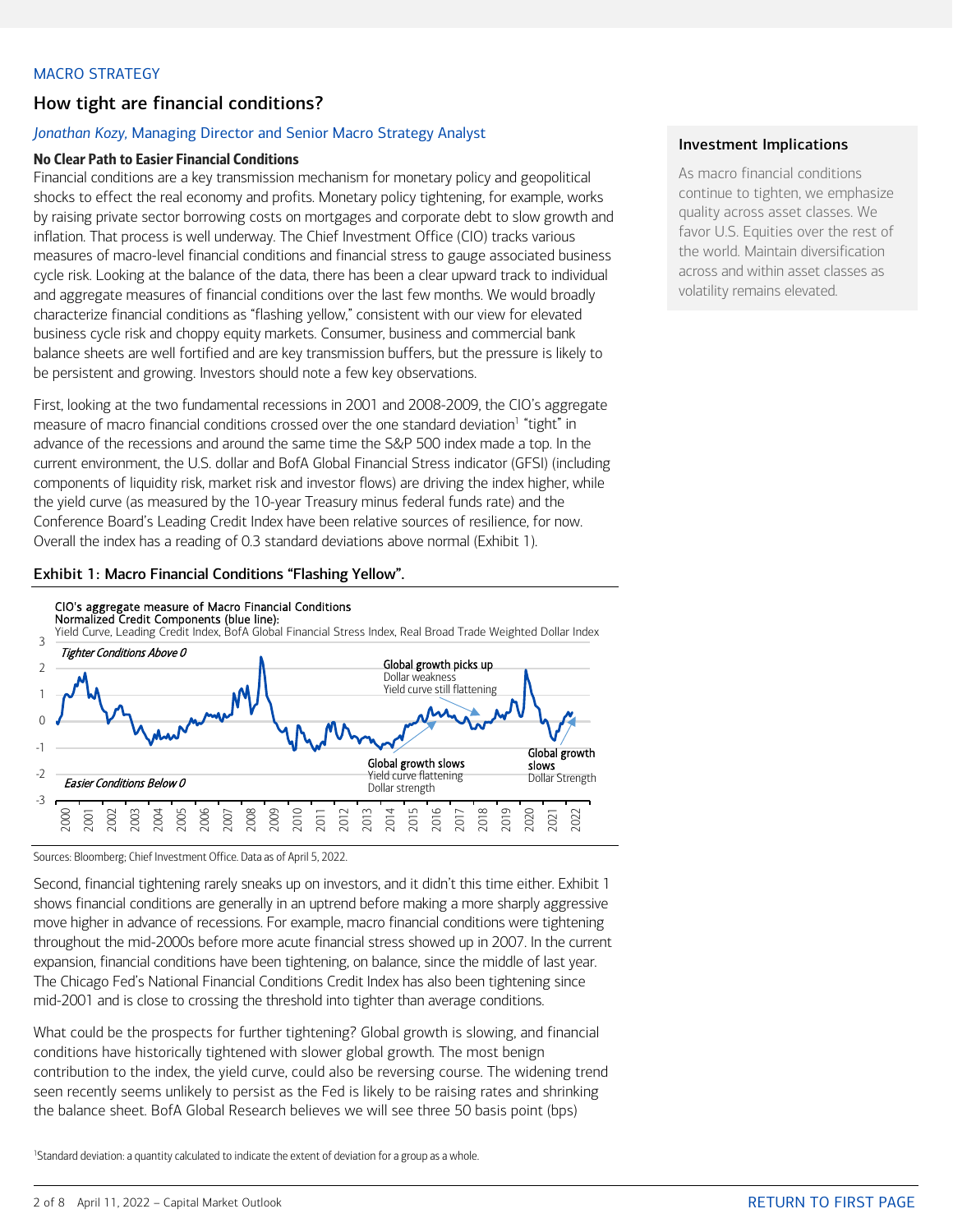MACRO STRATEGY

## How tight are financial conditions?

*Jonathan Kozy*, Managing Director and Senior Macro Strategy Analyst

### No Clear Path to Easier Financial Conditions

Financial conditions are a key transmission mechanism for monetary policy and geopolitical shocks to effect the real economy and profits. Monetary policy tightening, for example, works by raising private sector borrowing costs on mortgages and corporate debt to slow growth and inflation. That process is well underway. The Chief Investment Office (CIO) tracks various measures of macro-level financial conditions and financial stress to gauge associated business cycle risk. Looking at the balance of the data, there has been a clear upward track to individual and aggregate measures of financial conditions over the last few months. We would broadly characterize financial conditions as "flashing yellow," consistent with our view for elevated business cycle risk and choppy equity markets. Consumer, business and commercial bank balance sheets are well fortified and are key transmission buffers, but the pressure is likely to be persistent and growing. Investors should note a few key observations.

First, looking at the two fundamental recessions in 2001 and 2008-2009, the CIO's aggregate measure of macro financial conditions crossed over the one standard deviation[1] "tight" in advance of the recessions and around the same time the S&P 500 index made a top. In the current environment, the U.S. dollar and BofA Global Financial Stress indicator (GFSI) (including components of liquidity risk, market risk and investor flows) are driving the index higher, while the yield curve (as measured by the 10-year Treasury minus federal funds rate) and the Conference Board's Leading Credit Index have been relative sources of resilience, for now. Overall the index has a reading of 0.3 standard deviations above normal (Exhibit 1).

**Exhibit 1: Macro Financial Conditions "Flashing Yellow".**

Sources: Bloomberg; Chief Investment Office. Data as of April 5, 2022.

Second, financial tightening rarely sneaks up on investors, and it didn't this time either. Exhibit 1 shows financial conditions are generally in an uptrend before making a more sharply aggressive move higher in advance of recessions. For example, macro financial conditions were tightening throughout the mid-2000s before more acute financial stress showed up in 2007. In the current expansion, financial conditions have been tightening, on balance, since the middle of last year. The Chicago Fed's National Financial Conditions Credit Index has also been tightening since mid-2001 and is close to crossing the threshold into tighter than average conditions.

What could be the prospects for further tightening? Global growth is slowing, and financial conditions have historically tightened with slower global growth. The most benign contribution to the index, the yield curve, could also be reversing course. The widening trend seen recently seems unlikely to persist as the Fed is likely to be raising rates and shrinking the balance sheet. BofA Global Research believes we will see three 50 basis point (bps)

> **Investment Implications**
>
> As macro financial conditions continue to tighten, we emphasize quality across asset classes. We favor U.S. Equities over the rest of the world. Maintain diversification across and within asset classes as volatility remains elevated.

[1] Standard deviation: a quantity calculated to indicate the extent of deviation for a group as a whole.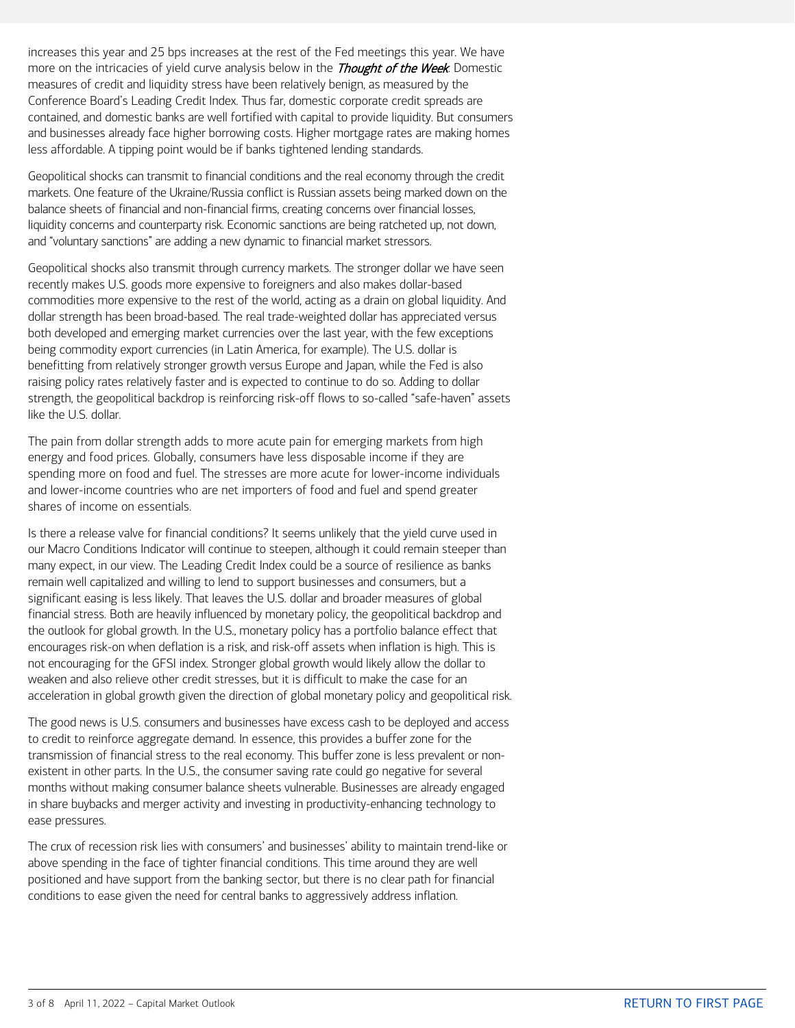increases this year and 25 bps increases at the rest of the Fed meetings this year. We have more on the intricacies of yield curve analysis below in the *Thought of the Week*. Domestic measures of credit and liquidity stress have been relatively benign, as measured by the Conference Board's Leading Credit Index. Thus far, domestic corporate credit spreads are contained, and domestic banks are well fortified with capital to provide liquidity. But consumers and businesses already face higher borrowing costs. Higher mortgage rates are making homes less affordable. A tipping point would be if banks tightened lending standards.

Geopolitical shocks can transmit to financial conditions and the real economy through the credit markets. One feature of the Ukraine/Russia conflict is Russian assets being marked down on the balance sheets of financial and non-financial firms, creating concerns over financial losses, liquidity concerns and counterparty risk. Economic sanctions are being ratcheted up, not down, and "voluntary sanctions" are adding a new dynamic to financial market stressors.

Geopolitical shocks also transmit through currency markets. The stronger dollar we have seen recently makes U.S. goods more expensive to foreigners and also makes dollar-based commodities more expensive to the rest of the world, acting as a drain on global liquidity. And dollar strength has been broad-based. The real trade-weighted dollar has appreciated versus both developed and emerging market currencies over the last year, with the few exceptions being commodity export currencies (in Latin America, for example). The U.S. dollar is benefitting from relatively stronger growth versus Europe and Japan, while the Fed is also raising policy rates relatively faster and is expected to continue to do so. Adding to dollar strength, the geopolitical backdrop is reinforcing risk-off flows to so-called "safe-haven" assets like the U.S. dollar.

The pain from dollar strength adds to more acute pain for emerging markets from high energy and food prices. Globally, consumers have less disposable income if they are spending more on food and fuel. The stresses are more acute for lower-income individuals and lower-income countries who are net importers of food and fuel and spend greater shares of income on essentials.

Is there a release valve for financial conditions? It seems unlikely that the yield curve used in our Macro Conditions Indicator will continue to steepen, although it could remain steeper than many expect, in our view. The Leading Credit Index could be a source of resilience as banks remain well capitalized and willing to lend to support businesses and consumers, but a significant easing is less likely. That leaves the U.S. dollar and broader measures of global financial stress. Both are heavily influenced by monetary policy, the geopolitical backdrop and the outlook for global growth. In the U.S., monetary policy has a portfolio balance effect that encourages risk-on when deflation is a risk, and risk-off assets when inflation is high. This is not encouraging for the GFSI index. Stronger global growth would likely allow the dollar to weaken and also relieve other credit stresses, but it is difficult to make the case for an acceleration in global growth given the direction of global monetary policy and geopolitical risk.

The good news is U.S. consumers and businesses have excess cash to be deployed and access to credit to reinforce aggregate demand. In essence, this provides a buffer zone for the transmission of financial stress to the real economy. This buffer zone is less prevalent or non-existent in other parts. In the U.S., the consumer saving rate could go negative for several months without making consumer balance sheets vulnerable. Businesses are already engaged in share buybacks and merger activity and investing in productivity-enhancing technology to ease pressures.

The crux of recession risk lies with consumers' and businesses' ability to maintain trend-like or above spending in the face of tighter financial conditions. This time around they are well positioned and have support from the banking sector, but there is no clear path for financial conditions to ease given the need for central banks to aggressively address inflation.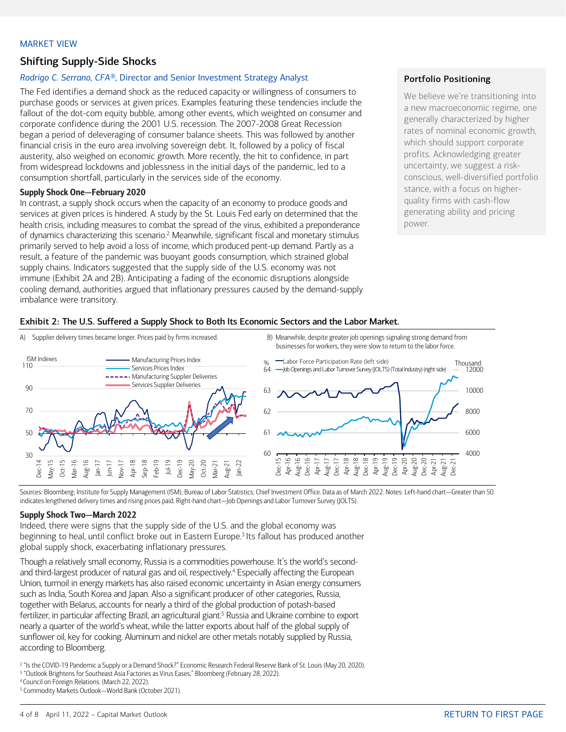MARKET VIEW

## Shifting Supply-Side Shocks

*Rodrigo C. Serrano, CFA®*, Director and Senior Investment Strategy Analyst

The Fed identifies a demand shock as the reduced capacity or willingness of consumers to purchase goods or services at given prices. Examples featuring these tendencies include the fallout of the dot-com equity bubble, among other events, which weighted on consumer and corporate confidence during the 2001 U.S. recession. The 2007-2008 Great Recession began a period of deleveraging of consumer balance sheets. This was followed by another financial crisis in the euro area involving sovereign debt. It, followed by a policy of fiscal austerity, also weighed on economic growth. More recently, the hit to confidence, in part from widespread lockdowns and joblessness in the initial days of the pandemic, led to a consumption shortfall, particularly in the services side of the economy.

### Supply Shock One—February 2020

In contrast, a supply shock occurs when the capacity of an economy to produce goods and services at given prices is hindered. A study by the St. Louis Fed early on determined that the health crisis, including measures to combat the spread of the virus, exhibited a preponderance of dynamics characterizing this scenario.[2] Meanwhile, significant fiscal and monetary stimulus primarily served to help avoid a loss of income, which produced pent-up demand. Partly as a result, a feature of the pandemic was buoyant goods consumption, which strained global supply chains. Indicators suggested that the supply side of the U.S. economy was not immune (Exhibit 2A and 2B). Anticipating a fading of the economic disruptions alongside cooling demand, authorities argued that inflationary pressures caused by the demand-supply imbalance were transitory.

**Portfolio Positioning**

We believe we're transitioning into a new macroeconomic regime, one generally characterized by higher rates of nominal economic growth, which should support corporate profits. Acknowledging greater uncertainty, we suggest a risk-conscious, well-diversified portfolio stance, with a focus on higher-quality firms with cash-flow generating ability and pricing power.

**Exhibit 2: The U.S. Suffered a Supply Shock to Both Its Economic Sectors and the Labor Market.**

A) Supplier delivery times became longer. Prices paid by firms increased.

B) Meanwhile, despite greater job openings signaling strong demand from businesses for workers, they were slow to return to the labor force.

Sources: Bloomberg; Institute for Supply Management (ISM); Bureau of Labor Statistics; Chief Investment Office. Data as of March 2022. Notes: Left-hand chart—Greater than 50 indicates lengthened delivery times and rising prices paid. Right-hand chart—Job Openings and Labor Turnover Survey (JOLTS).

### Supply Shock Two—March 2022

Indeed, there were signs that the supply side of the U.S. and the global economy was beginning to heal, until conflict broke out in Eastern Europe.[3] Its fallout has produced another global supply shock, exacerbating inflationary pressures.

Though a relatively small economy, Russia is a commodities powerhouse. It's the world's second- and third-largest producer of natural gas and oil, respectively.[4] Especially affecting the European Union, turmoil in energy markets has also raised economic uncertainty in Asian energy consumers such as India, South Korea and Japan. Also a significant producer of other categories, Russia, together with Belarus, accounts for nearly a third of the global production of potash-based fertilizer, in particular affecting Brazil, an agricultural giant.[5] Russia and Ukraine combine to export nearly a quarter of the world's wheat, while the latter exports about half of the global supply of sunflower oil, key for cooking. Aluminum and nickel are other metals notably supplied by Russia, according to Bloomberg.

[2] "Is the COVID-19 Pandemic a Supply or a Demand Shock?" Economic Research Federal Reserve Bank of St. Louis (May 20, 2020).
[3] "Outlook Brightens for Southeast Asia Factories as Virus Eases," Bloomberg (February 28, 2022).
[4] Council on Foreign Relations. (March 22, 2022).
[5] Commodity Markets Outlook—World Bank (October 2021).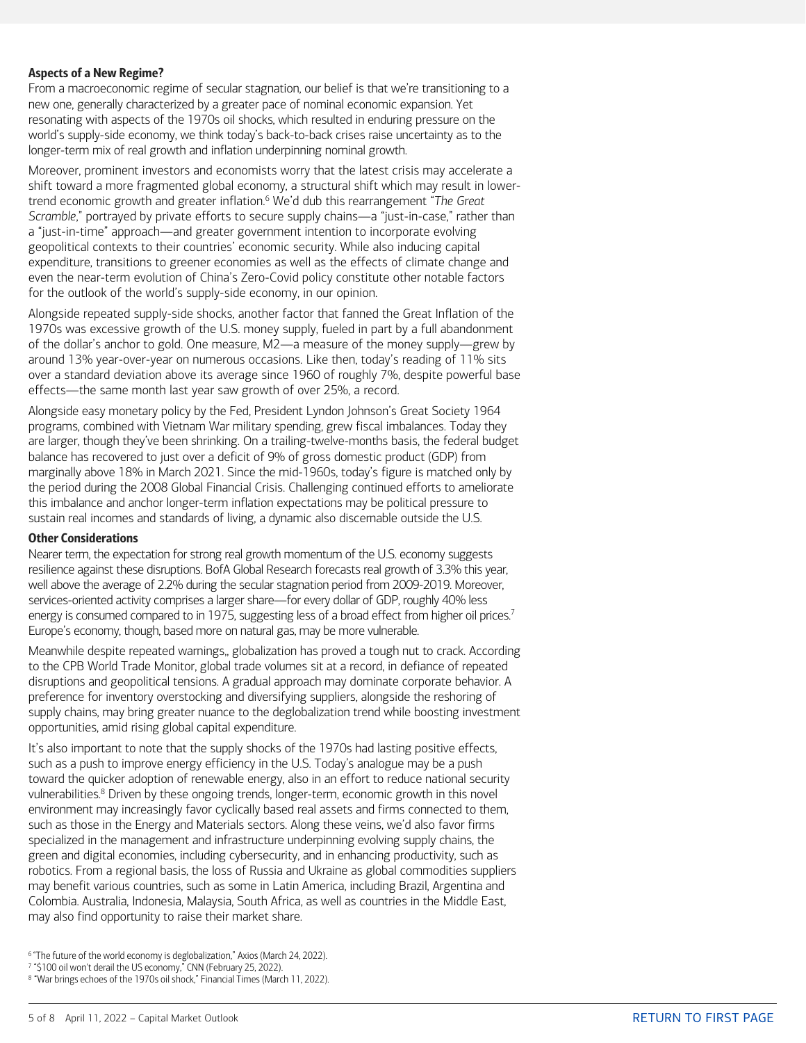**Aspects of a New Regime?**

From a macroeconomic regime of secular stagnation, our belief is that we're transitioning to a new one, generally characterized by a greater pace of nominal economic expansion. Yet resonating with aspects of the 1970s oil shocks, which resulted in enduring pressure on the world's supply-side economy, we think today's back-to-back crises raise uncertainty as to the longer-term mix of real growth and inflation underpinning nominal growth.

Moreover, prominent investors and economists worry that the latest crisis may accelerate a shift toward a more fragmented global economy, a structural shift which may result in lower-trend economic growth and greater inflation.[6] We'd dub this rearrangement "*The Great Scramble*," portrayed by private efforts to secure supply chains—a "just-in-case," rather than a "just-in-time" approach—and greater government intention to incorporate evolving geopolitical contexts to their countries' economic security. While also inducing capital expenditure, transitions to greener economies as well as the effects of climate change and even the near-term evolution of China's Zero-Covid policy constitute other notable factors for the outlook of the world's supply-side economy, in our opinion.

Alongside repeated supply-side shocks, another factor that fanned the Great Inflation of the 1970s was excessive growth of the U.S. money supply, fueled in part by a full abandonment of the dollar's anchor to gold. One measure, M2—a measure of the money supply—grew by around 13% year-over-year on numerous occasions. Like then, today's reading of 11% sits over a standard deviation above its average since 1960 of roughly 7%, despite powerful base effects—the same month last year saw growth of over 25%, a record.

Alongside easy monetary policy by the Fed, President Lyndon Johnson's Great Society 1964 programs, combined with Vietnam War military spending, grew fiscal imbalances. Today they are larger, though they've been shrinking. On a trailing-twelve-months basis, the federal budget balance has recovered to just over a deficit of 9% of gross domestic product (GDP) from marginally above 18% in March 2021. Since the mid-1960s, today's figure is matched only by the period during the 2008 Global Financial Crisis. Challenging continued efforts to ameliorate this imbalance and anchor longer-term inflation expectations may be political pressure to sustain real incomes and standards of living, a dynamic also discernable outside the U.S.

**Other Considerations**

Nearer term, the expectation for strong real growth momentum of the U.S. economy suggests resilience against these disruptions. BofA Global Research forecasts real growth of 3.3% this year, well above the average of 2.2% during the secular stagnation period from 2009-2019. Moreover, services-oriented activity comprises a larger share—for every dollar of GDP, roughly 40% less energy is consumed compared to in 1975, suggesting less of a broad effect from higher oil prices.[7] Europe's economy, though, based more on natural gas, may be more vulnerable.

Meanwhile despite repeated warnings,, globalization has proved a tough nut to crack. According to the CPB World Trade Monitor, global trade volumes sit at a record, in defiance of repeated disruptions and geopolitical tensions. A gradual approach may dominate corporate behavior. A preference for inventory overstocking and diversifying suppliers, alongside the reshoring of supply chains, may bring greater nuance to the deglobalization trend while boosting investment opportunities, amid rising global capital expenditure.

It's also important to note that the supply shocks of the 1970s had lasting positive effects, such as a push to improve energy efficiency in the U.S. Today's analogue may be a push toward the quicker adoption of renewable energy, also in an effort to reduce national security vulnerabilities.[8] Driven by these ongoing trends, longer-term, economic growth in this novel environment may increasingly favor cyclically based real assets and firms connected to them, such as those in the Energy and Materials sectors. Along these veins, we'd also favor firms specialized in the management and infrastructure underpinning evolving supply chains, the green and digital economies, including cybersecurity, and in enhancing productivity, such as robotics. From a regional basis, the loss of Russia and Ukraine as global commodities suppliers may benefit various countries, such as some in Latin America, including Brazil, Argentina and Colombia. Australia, Indonesia, Malaysia, South Africa, as well as countries in the Middle East, may also find opportunity to raise their market share.

[6] "The future of the world economy is deglobalization," Axios (March 24, 2022).
[7] "$100 oil won't derail the US economy," CNN (February 25, 2022).
[8] "War brings echoes of the 1970s oil shock," Financial Times (March 11, 2022).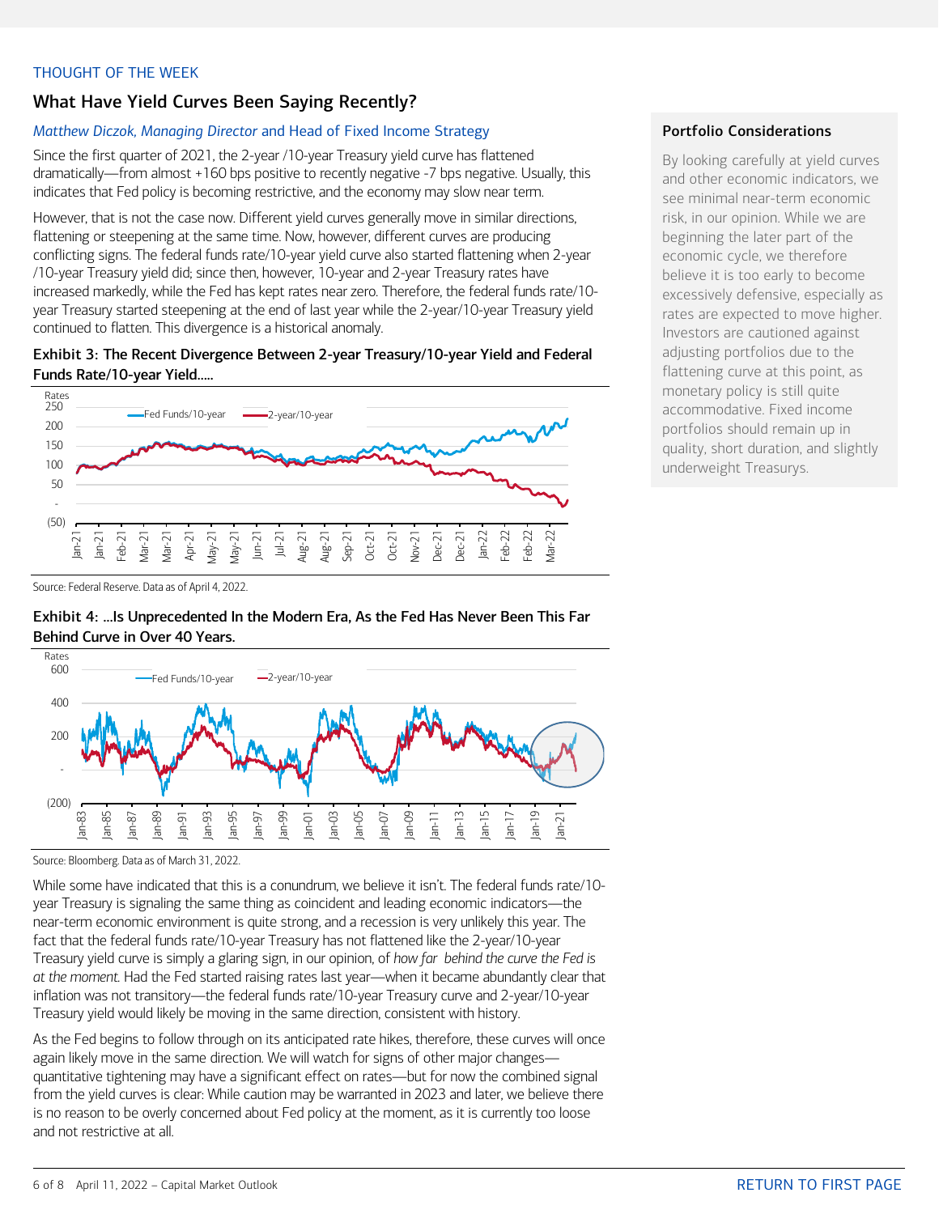THOUGHT OF THE WEEK

## What Have Yield Curves Been Saying Recently?

*Matthew Diczok, Managing Director* and Head of Fixed Income Strategy

Since the first quarter of 2021, the 2-year /10-year Treasury yield curve has flattened dramatically—from almost +160 bps positive to recently negative -7 bps negative. Usually, this indicates that Fed policy is becoming restrictive, and the economy may slow near term.

However, that is not the case now. Different yield curves generally move in similar directions, flattening or steepening at the same time. Now, however, different curves are producing conflicting signs. The federal funds rate/10-year yield curve also started flattening when 2-year /10-year Treasury yield did; since then, however, 10-year and 2-year Treasury rates have increased markedly, while the Fed has kept rates near zero. Therefore, the federal funds rate/10-year Treasury started steepening at the end of last year while the 2-year/10-year Treasury yield continued to flatten. This divergence is a historical anomaly.

**Exhibit 3: The Recent Divergence Between 2-year Treasury/10-year Yield and Federal Funds Rate/10-year Yield.....**

Source: Federal Reserve. Data as of April 4, 2022.

**Exhibit 4: ...Is Unprecedented In the Modern Era, As the Fed Has Never Been This Far Behind Curve in Over 40 Years.**

Source: Bloomberg. Data as of March 31, 2022.

While some have indicated that this is a conundrum, we believe it isn't. The federal funds rate/10-year Treasury is signaling the same thing as coincident and leading economic indicators—the near-term economic environment is quite strong, and a recession is very unlikely this year. The fact that the federal funds rate/10-year Treasury has not flattened like the 2-year/10-year Treasury yield curve is simply a glaring sign, in our opinion, of *how far behind the curve the Fed is at the moment.* Had the Fed started raising rates last year—when it became abundantly clear that inflation was not transitory—the federal funds rate/10-year Treasury curve and 2-year/10-year Treasury yield would likely be moving in the same direction, consistent with history.

As the Fed begins to follow through on its anticipated rate hikes, therefore, these curves will once again likely move in the same direction. We will watch for signs of other major changes—quantitative tightening may have a significant effect on rates—but for now the combined signal from the yield curves is clear: While caution may be warranted in 2023 and later, we believe there is no reason to be overly concerned about Fed policy at the moment, as it is currently too loose and not restrictive at all.

### Portfolio Considerations

By looking carefully at yield curves and other economic indicators, we see minimal near-term economic risk, in our opinion. While we are beginning the later part of the economic cycle, we therefore believe it is too early to become excessively defensive, especially as rates are expected to move higher. Investors are cautioned against adjusting portfolios due to the flattening curve at this point, as monetary policy is still quite accommodative. Fixed income portfolios should remain up in quality, short duration, and slightly underweight Treasurys.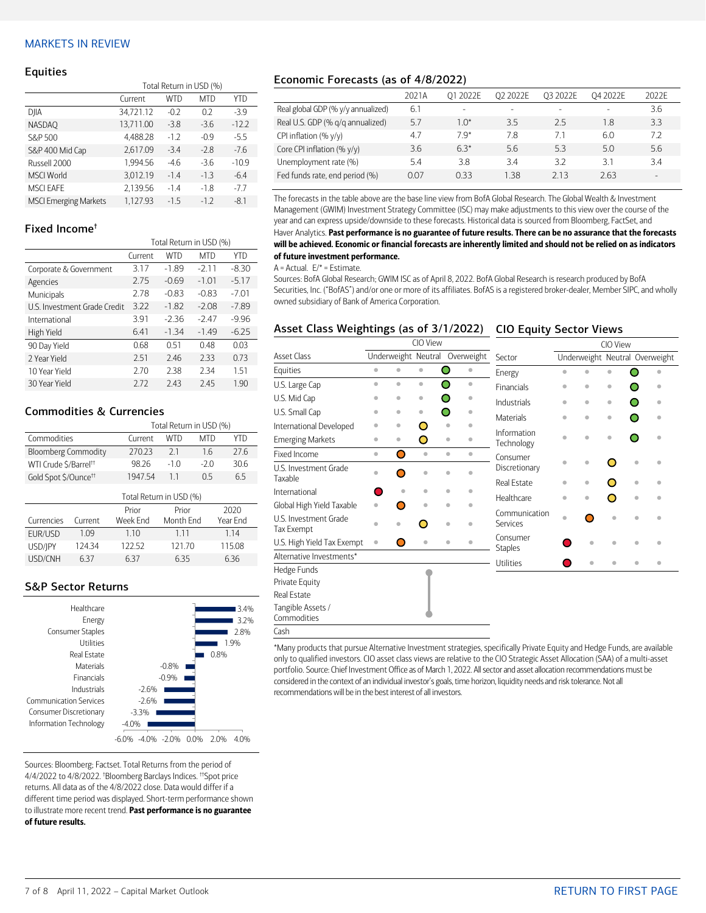# MARKETS IN REVIEW

## Equities

| | | Total Return in USD (%) | | |
|---|---|---|---|---|
| | Current | WTD | MTD | YTD |
| DJIA | 34,721.12 | -0.2 | 0.2 | -3.9 |
| NASDAQ | 13,711.00 | -3.8 | -3.6 | -12.2 |
| S&P 500 | 4,488.28 | -1.2 | -0.9 | -5.5 |
| S&P 400 Mid Cap | 2,617.09 | -3.4 | -2.8 | -7.6 |
| Russell 2000 | 1,994.56 | -4.6 | -3.6 | -10.9 |
| MSCI World | 3,012.19 | -1.4 | -1.3 | -6.4 |
| MSCI EAFE | 2,139.56 | -1.4 | -1.8 | -7.7 |
| MSCI Emerging Markets | 1,127.93 | -1.5 | -1.2 | -8.1 |

## Fixed Income[†]

| | | Total Return in USD (%) | | |
|---|---|---|---|---|
| | Current | WTD | MTD | YTD |
| Corporate & Government | 3.17 | -1.89 | -2.11 | -8.30 |
| Agencies | 2.75 | -0.69 | -1.01 | -5.17 |
| Municipals | 2.78 | -0.83 | -0.83 | -7.01 |
| U.S. Investment Grade Credit | 3.22 | -1.82 | -2.08 | -7.89 |
| International | 3.91 | -2.36 | -2.47 | -9.96 |
| High Yield | 6.41 | -1.34 | -1.49 | -6.25 |
| 90 Day Yield | 0.68 | 0.51 | 0.48 | 0.03 |
| 2 Year Yield | 2.51 | 2.46 | 2.33 | 0.73 |
| 10 Year Yield | 2.70 | 2.38 | 2.34 | 1.51 |
| 30 Year Yield | 2.72 | 2.43 | 2.45 | 1.90 |

## Commodities & Currencies

| | | Total Return in USD (%) | | |
|---|---|---|---|---|
| Commodities | Current | WTD | MTD | YTD |
| Bloomberg Commodity | 270.23 | 2.1 | 1.6 | 27.6 |
| WTI Crude $/Barrel[††] | 98.26 | -1.0 | -2.0 | 30.6 |
| Gold Spot $/Ounce[††] | 1947.54 | 1.1 | 0.5 | 6.5 |

| | | Total Return in USD (%) | | |
|---|---|---|---|---|
| Currencies | Current | Prior Week End | Prior Month End | 2020 Year End |
| EUR/USD | 1.09 | 1.10 | 1.11 | 1.14 |
| USD/JPY | 124.34 | 122.52 | 121.70 | 115.08 |
| USD/CNH | 6.37 | 6.37 | 6.35 | 6.36 |

## S&P Sector Returns

| Sector | Return |
|---|---|
| Healthcare | 3.4% |
| Energy | 3.2% |
| Consumer Staples | 2.8% |
| Utilities | 1.9% |
| Real Estate | 0.8% |
| Materials | -0.8% |
| Financials | -0.9% |
| Industrials | -2.6% |
| Communication Services | -2.6% |
| Consumer Discretionary | -3.3% |
| Information Technology | -4.0% |

Sources: Bloomberg; Factset. Total Returns from the period of 4/4/2022 to 4/8/2022. [†]Bloomberg Barclays Indices. [††]Spot price returns. All data as of the 4/8/2022 close. Data would differ if a different time period was displayed. Short-term performance shown to illustrate more recent trend. **Past performance is no guarantee of future results.**

## Economic Forecasts (as of 4/8/2022)

| | 2021A | Q1 2022E | Q2 2022E | Q3 2022E | Q4 2022E | 2022E |
|---|---|---|---|---|---|---|
| Real global GDP (% y/y annualized) | 6.1 | - | - | - | - | 3.6 |
| Real U.S. GDP (% q/q annualized) | 5.7 | 1.0* | 3.5 | 2.5 | 1.8 | 3.3 |
| CPI inflation (% y/y) | 4.7 | 7.9* | 7.8 | 7.1 | 6.0 | 7.2 |
| Core CPI inflation (% y/y) | 3.6 | 6.3* | 5.6 | 5.3 | 5.0 | 5.6 |
| Unemployment rate (%) | 5.4 | 3.8 | 3.4 | 3.2 | 3.1 | 3.4 |
| Fed funds rate, end period (%) | 0.07 | 0.33 | 1.38 | 2.13 | 2.63 | - |

The forecasts in the table above are the base line view from BofA Global Research. The Global Wealth & Investment Management (GWIM) Investment Strategy Committee (ISC) may make adjustments to this view over the course of the year and can express upside/downside to these forecasts. Historical data is sourced from Bloomberg, FactSet, and Haver Analytics. **Past performance is no guarantee of future results. There can be no assurance that the forecasts will be achieved. Economic or financial forecasts are inherently limited and should not be relied on as indicators of future investment performance.**

A = Actual. E/* = Estimate.

Sources: BofA Global Research; GWIM ISC as of April 8, 2022. BofA Global Research is research produced by BofA Securities, Inc. ("BofAS") and/or one or more of its affiliates. BofAS is a registered broker-dealer, Member SIPC, and wholly owned subsidiary of Bank of America Corporation.

## Asset Class Weightings (as of 3/1/2022)

| Asset Class | Underweight | | Neutral | | Overweight |
|---|---|---|---|---|---|
| Equities | | | | ● (green) | |
| U.S. Large Cap | | | | ● (green) | |
| U.S. Mid Cap | | | | ● (green) | |
| U.S. Small Cap | | | | ● (green) | |
| International Developed | | | ● (yellow) | | |
| Emerging Markets | | | ● (yellow) | | |
| Fixed Income | | ● (orange) | | | |
| U.S. Investment Grade Taxable | | ● (orange) | | | |
| International | ● (red) | | | | |
| Global High Yield Taxable | | ● (orange) | | | |
| U.S. Investment Grade Tax Exempt | | | ● (yellow) | | |
| U.S. High Yield Tax Exempt | | ● (orange) | | | |
| Alternative Investments* | | | | | |
| Hedge Funds | | | \| | | |
| Private Equity | | | \| | | |
| Real Estate | | | \| | | |
| Tangible Assets / Commodities | | | \| | | |
| Cash | | | | | |

## CIO Equity Sector Views

| Sector | Underweight | | Neutral | | Overweight |
|---|---|---|---|---|---|
| Energy | | | | ● (green) | |
| Financials | | | | ● (green) | |
| Industrials | | | | ● (green) | |
| Materials | | | | ● (green) | |
| Information Technology | | | | ● (green) | |
| Consumer Discretionary | | | ● (yellow) | | |
| Real Estate | | | ● (yellow) | | |
| Healthcare | | | ● (yellow) | | |
| Communication Services | | ● (orange) | | | |
| Consumer Staples | ● (red) | | | | |
| Utilities | ● (red) | | | | |

*Many products that pursue Alternative Investment strategies, specifically Private Equity and Hedge Funds, are available only to qualified investors. CIO asset class views are relative to the CIO Strategic Asset Allocation (SAA) of a multi-asset portfolio. Source: Chief Investment Office as of March 1, 2022. All sector and asset allocation recommendations must be considered in the context of an individual investor's goals, time horizon, liquidity needs and risk tolerance. Not all recommendations will be in the best interest of all investors.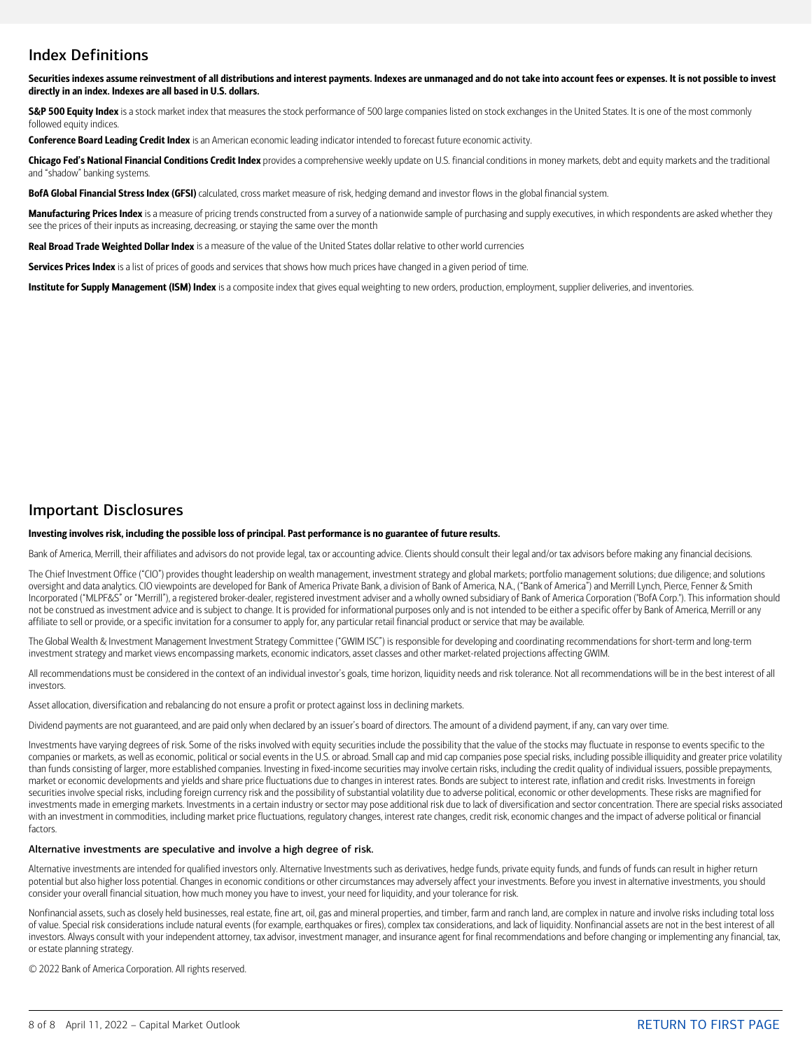## Index Definitions

**Securities indexes assume reinvestment of all distributions and interest payments. Indexes are unmanaged and do not take into account fees or expenses. It is not possible to invest directly in an index. Indexes are all based in U.S. dollars.**

**S&P 500 Equity Index** is a stock market index that measures the stock performance of 500 large companies listed on stock exchanges in the United States. It is one of the most commonly followed equity indices.

**Conference Board Leading Credit Index** is an American economic leading indicator intended to forecast future economic activity.

**Chicago Fed's National Financial Conditions Credit Index** provides a comprehensive weekly update on U.S. financial conditions in money markets, debt and equity markets and the traditional and "shadow" banking systems.

**BofA Global Financial Stress Index (GFSI)** calculated, cross market measure of risk, hedging demand and investor flows in the global financial system.

**Manufacturing Prices Index** is a measure of pricing trends constructed from a survey of a nationwide sample of purchasing and supply executives, in which respondents are asked whether they see the prices of their inputs as increasing, decreasing, or staying the same over the month

**Real Broad Trade Weighted Dollar Index** is a measure of the value of the United States dollar relative to other world currencies

**Services Prices Index** is a list of prices of goods and services that shows how much prices have changed in a given period of time.

**Institute for Supply Management (ISM) Index** is a composite index that gives equal weighting to new orders, production, employment, supplier deliveries, and inventories.

## Important Disclosures

**Investing involves risk, including the possible loss of principal. Past performance is no guarantee of future results.**

Bank of America, Merrill, their affiliates and advisors do not provide legal, tax or accounting advice. Clients should consult their legal and/or tax advisors before making any financial decisions.

The Chief Investment Office ("CIO") provides thought leadership on wealth management, investment strategy and global markets; portfolio management solutions; due diligence; and solutions oversight and data analytics. CIO viewpoints are developed for Bank of America Private Bank, a division of Bank of America, N.A., ("Bank of America") and Merrill Lynch, Pierce, Fenner & Smith Incorporated ("MLPF&S" or "Merrill"), a registered broker-dealer, registered investment adviser and a wholly owned subsidiary of Bank of America Corporation ("BofA Corp."). This information should not be construed as investment advice and is subject to change. It is provided for informational purposes only and is not intended to be either a specific offer by Bank of America, Merrill or any affiliate to sell or provide, or a specific invitation for a consumer to apply for, any particular retail financial product or service that may be available.

The Global Wealth & Investment Management Investment Strategy Committee ("GWIM ISC") is responsible for developing and coordinating recommendations for short-term and long-term investment strategy and market views encompassing markets, economic indicators, asset classes and other market-related projections affecting GWIM.

All recommendations must be considered in the context of an individual investor's goals, time horizon, liquidity needs and risk tolerance. Not all recommendations will be in the best interest of all investors.

Asset allocation, diversification and rebalancing do not ensure a profit or protect against loss in declining markets.

Dividend payments are not guaranteed, and are paid only when declared by an issuer's board of directors. The amount of a dividend payment, if any, can vary over time.

Investments have varying degrees of risk. Some of the risks involved with equity securities include the possibility that the value of the stocks may fluctuate in response to events specific to the companies or markets, as well as economic, political or social events in the U.S. or abroad. Small cap and mid cap companies pose special risks, including possible illiquidity and greater price volatility than funds consisting of larger, more established companies. Investing in fixed-income securities may involve certain risks, including the credit quality of individual issuers, possible prepayments, market or economic developments and yields and share price fluctuations due to changes in interest rates. Bonds are subject to interest rate, inflation and credit risks. Investments in foreign securities involve special risks, including foreign currency risk and the possibility of substantial volatility due to adverse political, economic or other developments. These risks are magnified for investments made in emerging markets. Investments in a certain industry or sector may pose additional risk due to lack of diversification and sector concentration. There are special risks associated with an investment in commodities, including market price fluctuations, regulatory changes, interest rate changes, credit risk, economic changes and the impact of adverse political or financial factors.

**Alternative investments are speculative and involve a high degree of risk.**

Alternative investments are intended for qualified investors only. Alternative Investments such as derivatives, hedge funds, private equity funds, and funds of funds can result in higher return potential but also higher loss potential. Changes in economic conditions or other circumstances may adversely affect your investments. Before you invest in alternative investments, you should consider your overall financial situation, how much money you have to invest, your need for liquidity, and your tolerance for risk.

Nonfinancial assets, such as closely held businesses, real estate, fine art, oil, gas and mineral properties, and timber, farm and ranch land, are complex in nature and involve risks including total loss of value. Special risk considerations include natural events (for example, earthquakes or fires), complex tax considerations, and lack of liquidity. Nonfinancial assets are not in the best interest of all investors. Always consult with your independent attorney, tax advisor, investment manager, and insurance agent for final recommendations and before changing or implementing any financial, tax, or estate planning strategy.

© 2022 Bank of America Corporation. All rights reserved.